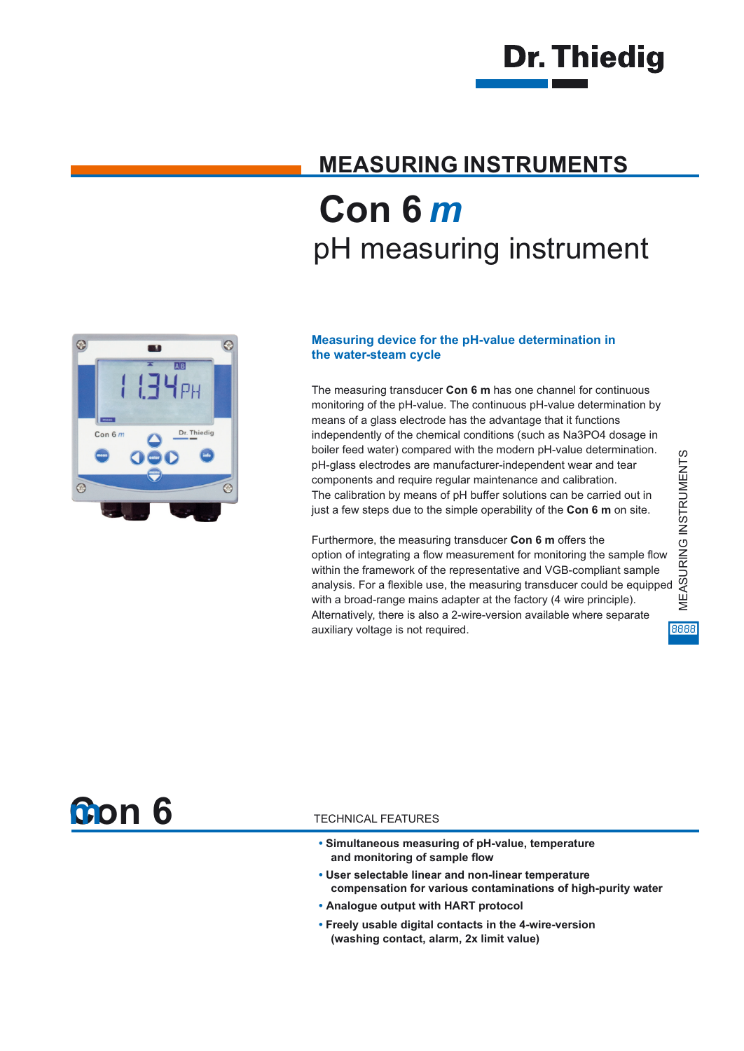Dr. Thiedig

## MEASURING INSTRUMENTS

# Con 6 *m*

## pH measuring instrument

### Measuring device for the pH-value determination in the water-steam cycle

The measuring transducer **Con 6 m** has one channel for continuous monitoring of the pH-value. The continuous pH-value determination by means of a glass electrode has the advantage that it functions independently of the chemical conditions (such as $Na_3PO_4$ dosage in boiler feed water) compared with the modern pH-value determination. pH-glass electrodes are manufacturer-independent wear and tear components and require regular maintenance and calibration. The calibration by means of pH buffer solutions can be carried out in just a few steps due to the simple operability of the **Con 6 m** on site.

Furthermore, the measuring transducer **Con 6 m** offers the option of integrating a flow measurement for monitoring the sample flow within the framework of the representative and VGB-compliant sample analysis. For a flexible use, the measuring transducer could be equipped with a broad-range mains adapter at the factory (4 wire principle). Alternatively, there is also a 2-wire-version available where separate auxiliary voltage is not required.

MEASURING INSTRUMENTS

## Con 6 m

TECHNICAL FEATURES

- **Simultaneous measuring of pH-value, temperature and monitoring of sample flow**
- **User selectable linear and non-linear temperature compensation for various contaminations of high-purity water**
- **Analogue output with HART protocol**
- **Freely usable digital contacts in the 4-wire-version (washing contact, alarm, 2x limit value)**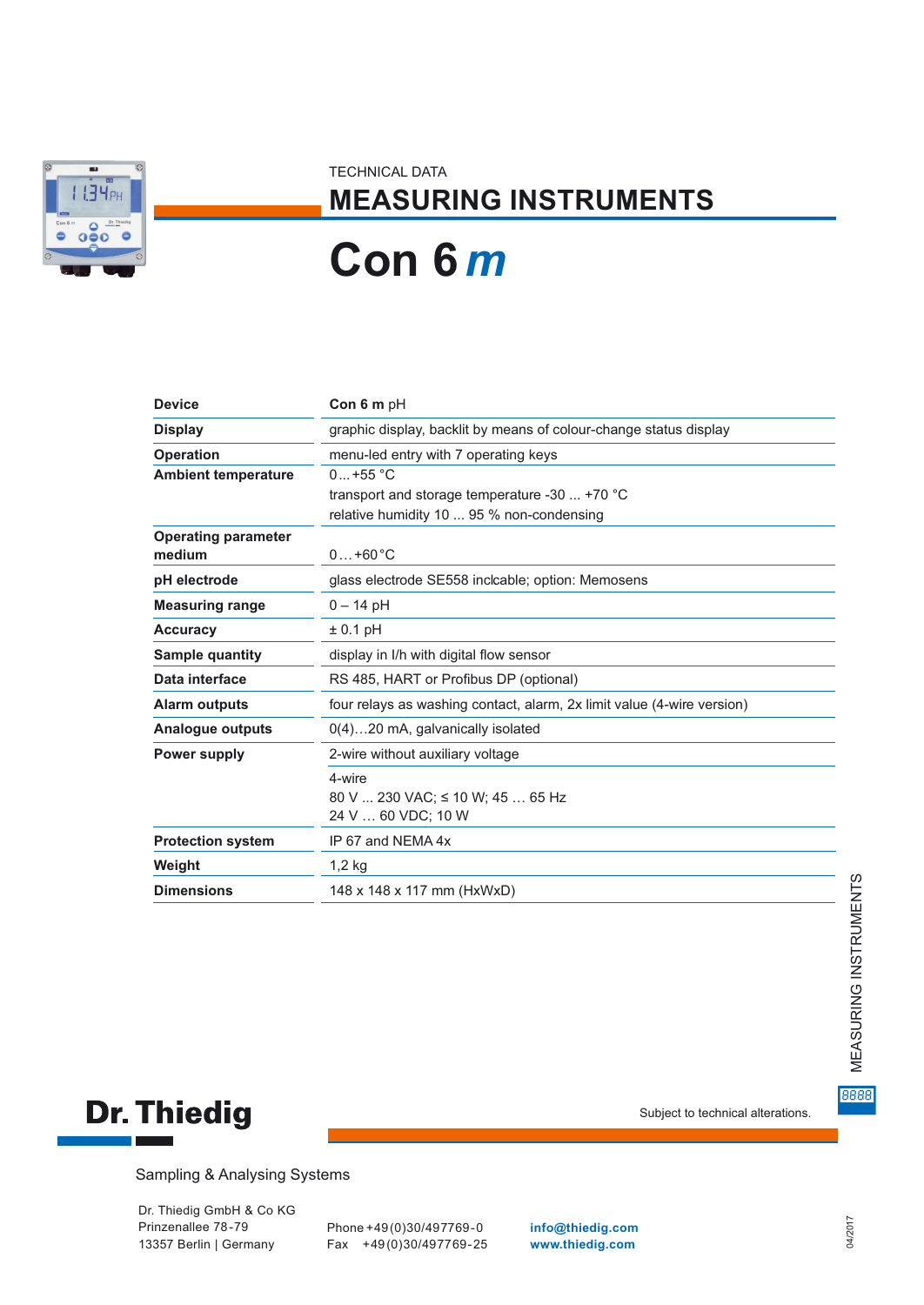TECHNICAL DATA

# MEASURING INSTRUMENTS

# Con 6 *m*

| | |
|---|---|
| **Device** | **Con 6 m** pH |
| **Display** | graphic display, backlit by means of colour-change status display |
| **Operation** | menu-led entry with 7 operating keys |
| **Ambient temperature** | 0 ... +55 °C<br>transport and storage temperature -30 ... +70 °C<br>relative humidity 10 ... 95 % non-condensing |
| **Operating parameter medium** | 0 ... +60 °C |
| **pH electrode** | glass electrode SE558 inclcable; option: Memosens |
| **Measuring range** | 0 – 14 pH |
| **Accuracy** | ± 0.1 pH |
| **Sample quantity** | display in l/h with digital flow sensor |
| **Data interface** | RS 485, HART or Profibus DP (optional) |
| **Alarm outputs** | four relays as washing contact, alarm, 2x limit value (4-wire version) |
| **Analogue outputs** | 0(4)…20 mA, galvanically isolated |
| **Power supply** | 2-wire without auxiliary voltage |
| | 4-wire<br>80 V ... 230 VAC; ≤ 10 W; 45 … 65 Hz<br>24 V … 60 VDC; 10 W |
| **Protection system** | IP 67 and NEMA 4x |
| **Weight** | 1,2 kg |
| **Dimensions** | 148 x 148 x 117 mm (HxWxD) |

MEASURING INSTRUMENTS

Subject to technical alterations.

**Dr. Thiedig**

Sampling & Analysing Systems

Dr. Thiedig GmbH & Co KG
Prinzenallee 78-79
13357 Berlin | Germany

Phone +49(0)30/497769-0
Fax +49(0)30/497769-25

**info@thiedig.com**
**www.thiedig.com**

04/2017